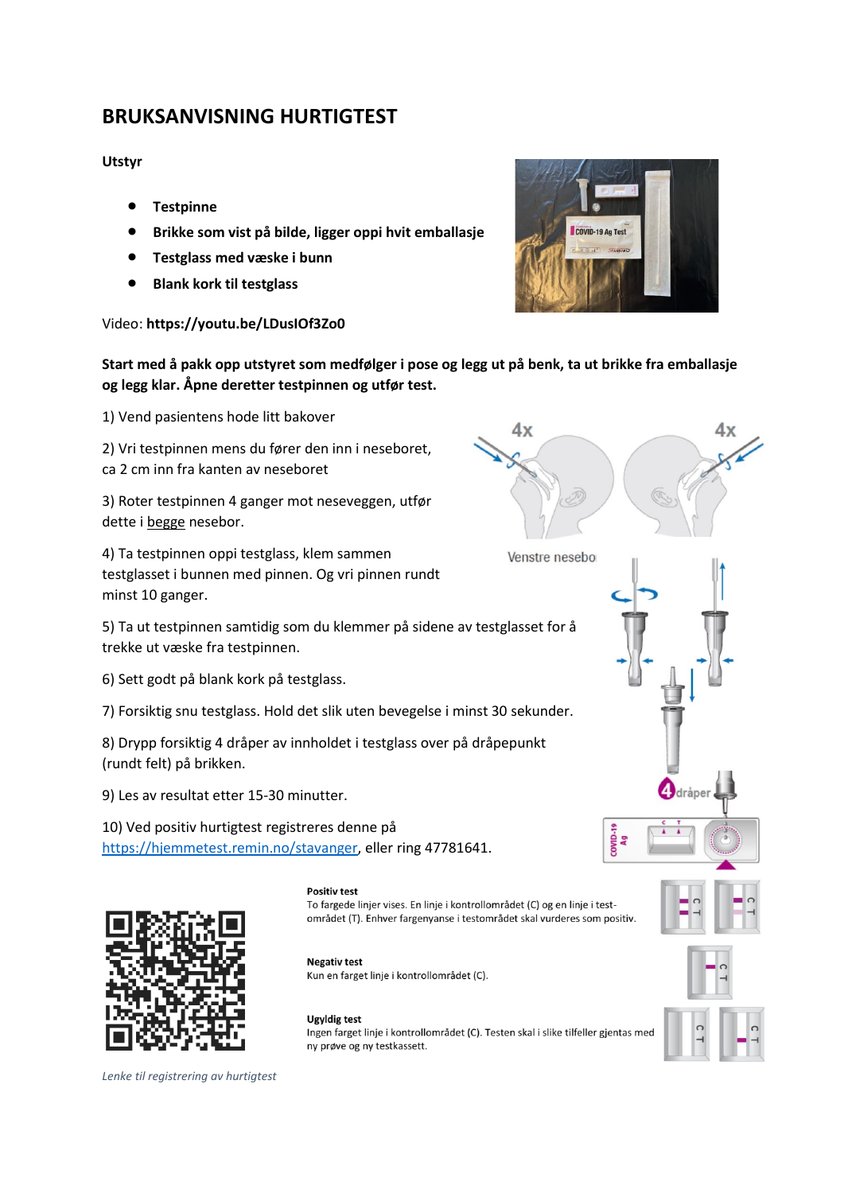# BRUKSANVISNING HURTIGTEST

**Utstyr**

- **Testpinne**
- **Brikke som vist på bilde, ligger oppi hvit emballasje**
- **Testglass med væske i bunn**
- **Blank kork til testglass**

Video: **https://youtu.be/LDusIOf3Zo0**

**Start med å pakk opp utstyret som medfølger i pose og legg ut på benk, ta ut brikke fra emballasje og legg klar. Åpne deretter testpinnen og utfør test.**

1) Vend pasientens hode litt bakover

2) Vri testpinnen mens du fører den inn i neseboret, ca 2 cm inn fra kanten av neseboret

3) Roter testpinnen 4 ganger mot neseveggen, utfør dette i begge nesebor.

4) Ta testpinnen oppi testglass, klem sammen testglasset i bunnen med pinnen. Og vri pinnen rundt minst 10 ganger.

5) Ta ut testpinnen samtidig som du klemmer på sidene av testglasset for å trekke ut væske fra testpinnen.

6) Sett godt på blank kork på testglass.

7) Forsiktig snu testglass. Hold det slik uten bevegelse i minst 30 sekunder.

8) Drypp forsiktig 4 dråper av innholdet i testglass over på dråpepunkt (rundt felt) på brikken.

9) Les av resultat etter 15-30 minutter.

10) Ved positiv hurtigtest registreres denne på https://hjemmetest.remin.no/stavanger, eller ring 47781641.

**Positiv test**
To fargede linjer vises. En linje i kontrollområdet (C) og en linje i test-området (T). Enhver fargenyanse i testområdet skal vurderes som positiv.

**Negativ test**
Kun en farget linje i kontrollområdet (C).

**Ugyldig test**
Ingen farget linje i kontrollområdet (C). Testen skal i slike tilfeller gjentas med ny prøve og ny testkassett.

*Lenke til registrering av hurtigtest*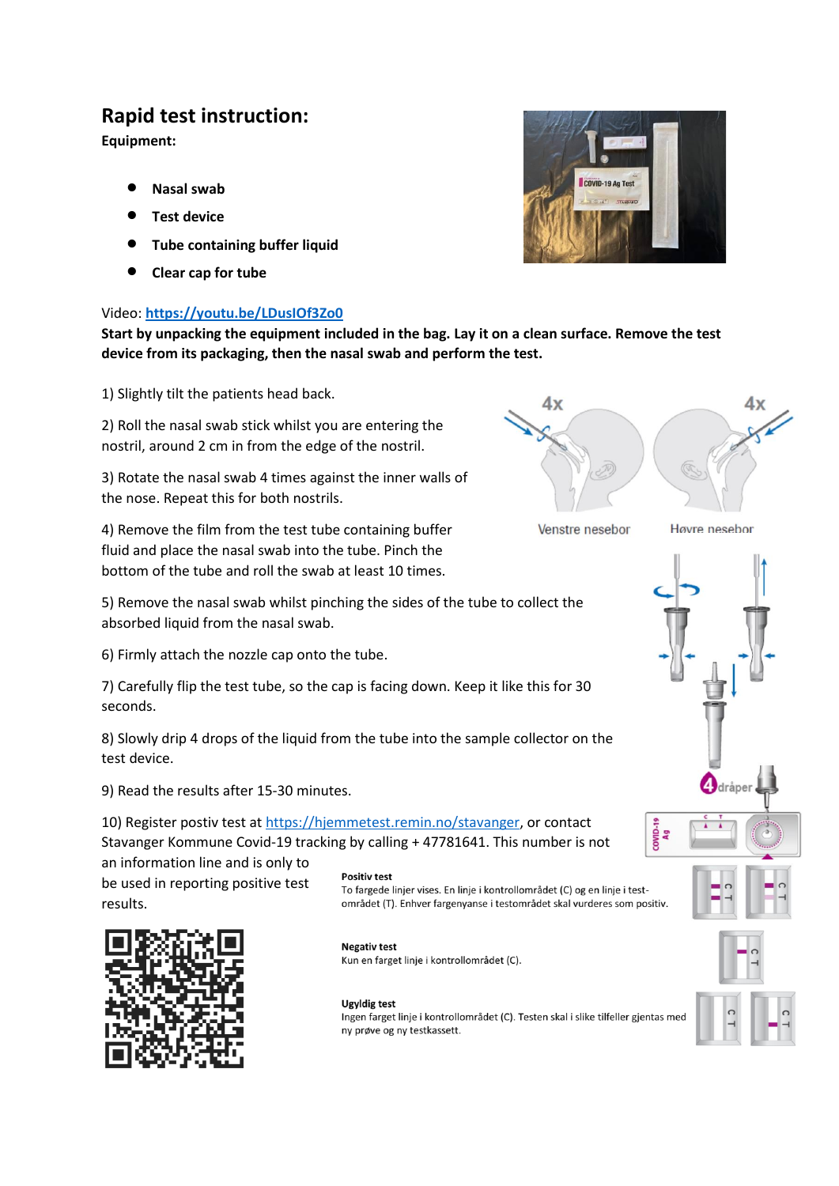# Rapid test instruction:

**Equipment:**

- **Nasal swab**
- **Test device**
- **Tube containing buffer liquid**
- **Clear cap for tube**

Video: **https://youtu.be/LDusIOf3Zo0**

**Start by unpacking the equipment included in the bag. Lay it on a clean surface. Remove the test device from its packaging, then the nasal swab and perform the test.**

1) Slightly tilt the patients head back.

2) Roll the nasal swab stick whilst you are entering the nostril, around 2 cm in from the edge of the nostril.

3) Rotate the nasal swab 4 times against the inner walls of the nose. Repeat this for both nostrils.

4x

4x

Venstre nesebor

Høyre nesebor

4) Remove the film from the test tube containing buffer fluid and place the nasal swab into the tube. Pinch the bottom of the tube and roll the swab at least 10 times.

5) Remove the nasal swab whilst pinching the sides of the tube to collect the absorbed liquid from the nasal swab.

6) Firmly attach the nozzle cap onto the tube.

7) Carefully flip the test tube, so the cap is facing down. Keep it like this for 30 seconds.

8) Slowly drip 4 drops of the liquid from the tube into the sample collector on the test device.

4 dråper

9) Read the results after 15-30 minutes.

10) Register postiv test at https://hjemmetest.remin.no/stavanger, or contact Stavanger Kommune Covid-19 tracking by calling + 47781641. This number is not an information line and is only to be used in reporting positive test results.

**Positiv test**
To fargede linjer vises. En linje i kontrollområdet (C) og en linje i test-området (T). Enhver fargenyanse i testområdet skal vurderes som positiv.

**Negativ test**
Kun en farget linje i kontrollområdet (C).

**Ugyldig test**
Ingen farget linje i kontrollområdet (C). Testen skal i slike tilfeller gjentas med ny prøve og ny testkassett.